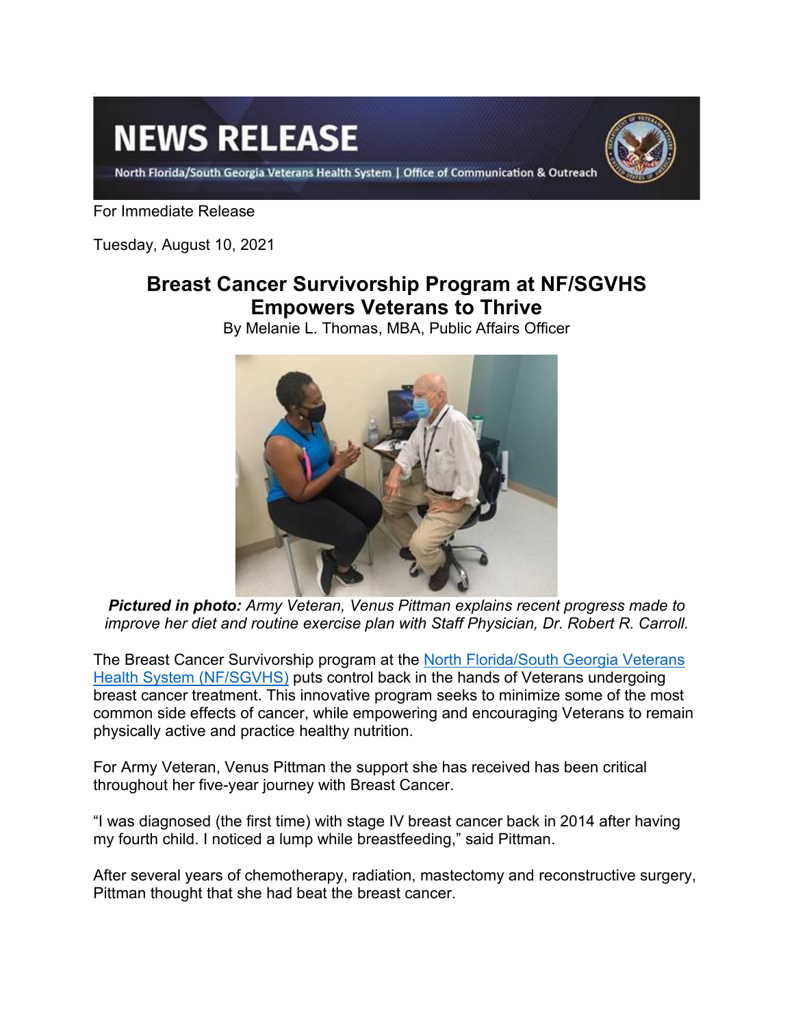# NEWS RELEASE

North Florida/South Georgia Veterans Health System | Office of Communication & Outreach

For Immediate Release

Tuesday, August 10, 2021

## Breast Cancer Survivorship Program at NF/SGVHS Empowers Veterans to Thrive

By Melanie L. Thomas, MBA, Public Affairs Officer

***Pictured in photo:*** *Army Veteran, Venus Pittman explains recent progress made to improve her diet and routine exercise plan with Staff Physician, Dr. Robert R. Carroll.*

The Breast Cancer Survivorship program at the North Florida/South Georgia Veterans Health System (NF/SGVHS) puts control back in the hands of Veterans undergoing breast cancer treatment. This innovative program seeks to minimize some of the most common side effects of cancer, while empowering and encouraging Veterans to remain physically active and practice healthy nutrition.

For Army Veteran, Venus Pittman the support she has received has been critical throughout her five-year journey with Breast Cancer.

"I was diagnosed (the first time) with stage IV breast cancer back in 2014 after having my fourth child. I noticed a lump while breastfeeding," said Pittman.

After several years of chemotherapy, radiation, mastectomy and reconstructive surgery, Pittman thought that she had beat the breast cancer.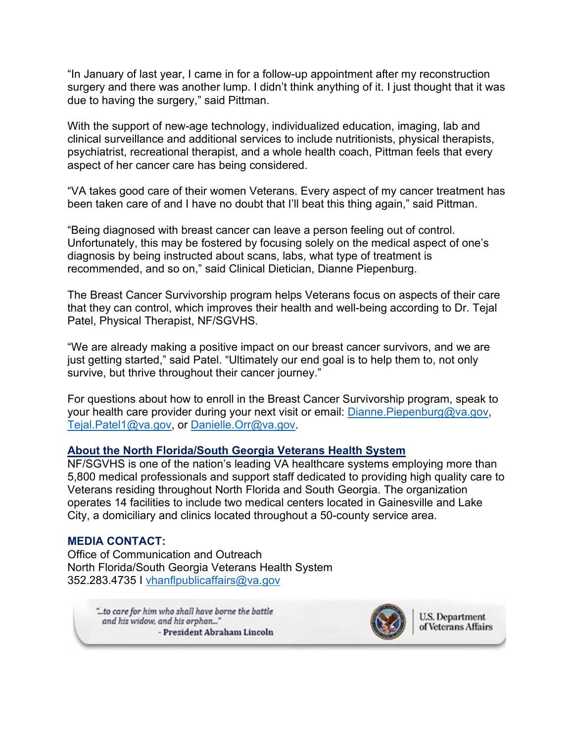"In January of last year, I came in for a follow-up appointment after my reconstruction surgery and there was another lump. I didn't think anything of it. I just thought that it was due to having the surgery," said Pittman.

With the support of new-age technology, individualized education, imaging, lab and clinical surveillance and additional services to include nutritionists, physical therapists, psychiatrist, recreational therapist, and a whole health coach, Pittman feels that every aspect of her cancer care has being considered.

"VA takes good care of their women Veterans. Every aspect of my cancer treatment has been taken care of and I have no doubt that I'll beat this thing again," said Pittman.

"Being diagnosed with breast cancer can leave a person feeling out of control. Unfortunately, this may be fostered by focusing solely on the medical aspect of one's diagnosis by being instructed about scans, labs, what type of treatment is recommended, and so on," said Clinical Dietician, Dianne Piepenburg.

The Breast Cancer Survivorship program helps Veterans focus on aspects of their care that they can control, which improves their health and well-being according to Dr. Tejal Patel, Physical Therapist, NF/SGVHS.

"We are already making a positive impact on our breast cancer survivors, and we are just getting started," said Patel. "Ultimately our end goal is to help them to, not only survive, but thrive throughout their cancer journey."

For questions about how to enroll in the Breast Cancer Survivorship program, speak to your health care provider during your next visit or email: Dianne.Piepenburg@va.gov, Tejal.Patel1@va.gov, or Danielle.Orr@va.gov.

**About the North Florida/South Georgia Veterans Health System**

NF/SGVHS is one of the nation's leading VA healthcare systems employing more than 5,800 medical professionals and support staff dedicated to providing high quality care to Veterans residing throughout North Florida and South Georgia. The organization operates 14 facilities to include two medical centers located in Gainesville and Lake City, a domiciliary and clinics located throughout a 50-county service area.

**MEDIA CONTACT:**

Office of Communication and Outreach
North Florida/South Georgia Veterans Health System
352.283.4735 I vhanflpublicaffairs@va.gov

*"...to care for him who shall have borne the battle and his widow, and his orphan..."*
**- President Abraham Lincoln**

U.S. Department of Veterans Affairs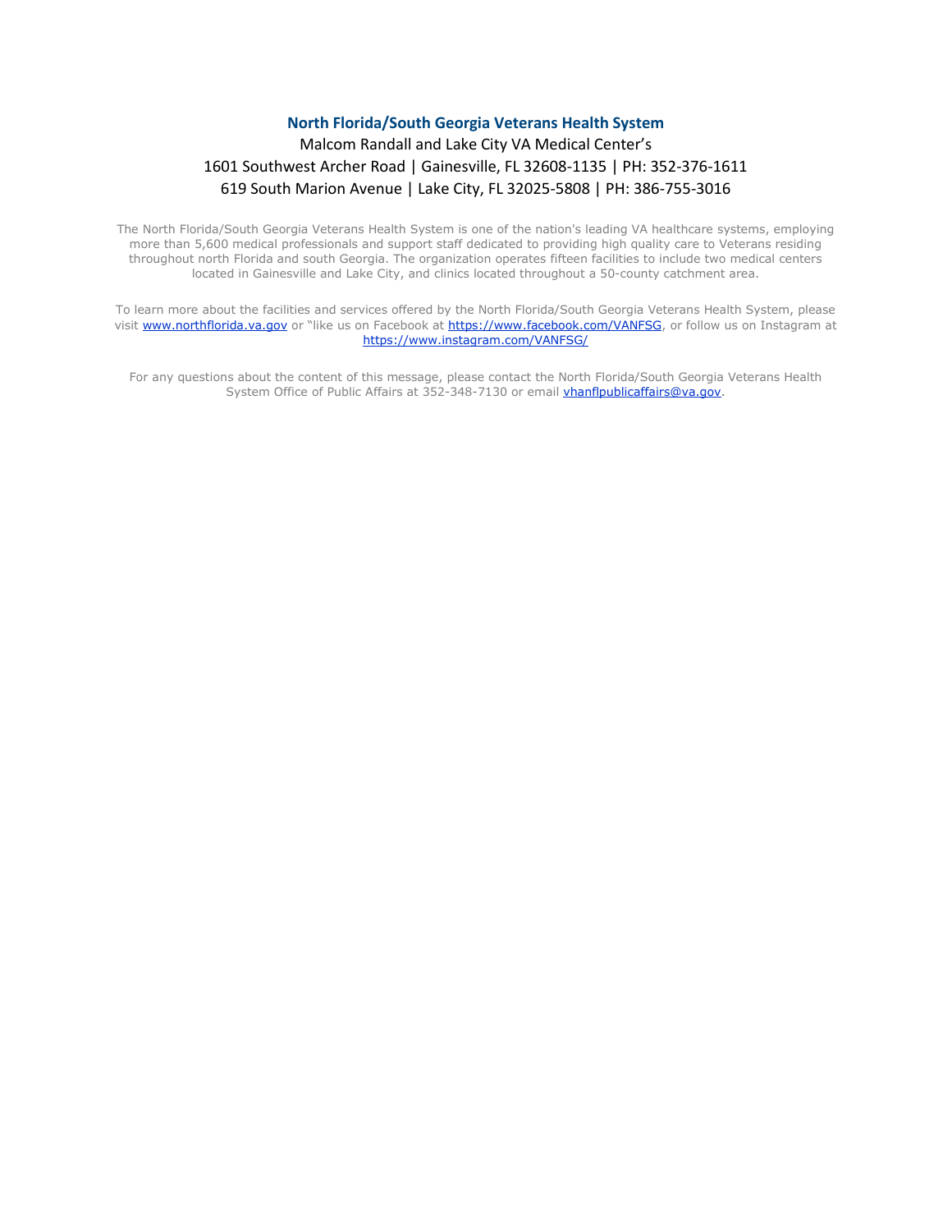**North Florida/South Georgia Veterans Health System**

Malcom Randall and Lake City VA Medical Center's

1601 Southwest Archer Road | Gainesville, FL 32608-1135 | PH: 352-376-1611

619 South Marion Avenue | Lake City, FL 32025-5808 | PH: 386-755-3016

The North Florida/South Georgia Veterans Health System is one of the nation's leading VA healthcare systems, employing more than 5,600 medical professionals and support staff dedicated to providing high quality care to Veterans residing throughout north Florida and south Georgia. The organization operates fifteen facilities to include two medical centers located in Gainesville and Lake City, and clinics located throughout a 50-county catchment area.

To learn more about the facilities and services offered by the North Florida/South Georgia Veterans Health System, please visit www.northflorida.va.gov or "like us on Facebook at https://www.facebook.com/VANFSG, or follow us on Instagram at https://www.instagram.com/VANFSG/

For any questions about the content of this message, please contact the North Florida/South Georgia Veterans Health System Office of Public Affairs at 352-348-7130 or email vhanflpublicaffairs@va.gov.